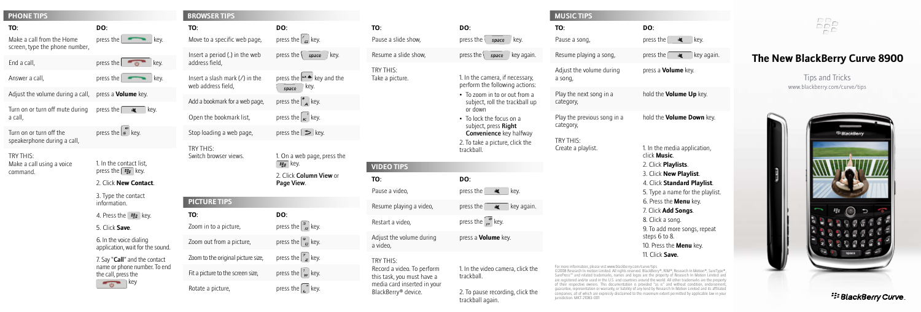# The New BlackBerry Curve 8900

Tips and Tricks
www.blackberry.com/curve/tips

## PHONE TIPS

| TO: | DO: |
|---|---|
| Make a call from the Home screen, type the phone number, | press the key. |
| End a call, | press the key. |
| Answer a call, | press the key. |
| Adjust the volume during a call, | press a **Volume** key. |
| Turn on or turn off mute during a call, | press the key. |
| Turn on or turn off the speakerphone during a call, | press the key. |

TRY THIS:
Make a call using a voice command.

1. In the contact list, press the key.
2. Click **New Contact**.
3. Type the contact information.
4. Press the key.
5. Click **Save**.
6. In the voice dialing application, wait for the sound.
7. Say "**Call**" and the contact name or phone number. To end the call, press the key

## BROWSER TIPS

| TO: | DO: |
|---|---|
| Move to a specific web page, | press the key. |
| Insert a period (.) in the web address field, | press the space key. |
| Insert a slash mark (/) in the web address field, | press the key and the space key. |
| Add a bookmark for a web page, | press the key. |
| Open the bookmark list, | press the key. |
| Stop loading a web page, | press the key. |

TRY THIS:
Switch browser views.

1. On a web page, press the key.
2. Click **Column View** or **Page View**.

## PICTURE TIPS

| TO: | DO: |
|---|---|
| Zoom in to a picture, | press the key. |
| Zoom out from a picture, | press the key. |
| Zoom to the original picture size, | press the key. |
| Fit a picture to the screen size, | press the key. |
| Rotate a picture, | press the key. |
| Pause a slide show, | press the space key. |
| Resume a slide show, | press the space key again. |

TRY THIS:
Take a picture.

1. In the camera, if necessary, perform the following actions:
   - To zoom in to or out from a subject, roll the trackball up or down
   - To lock the focus on a subject, press **Right Convenience** key halfway
2. To take a picture, click the trackball.

## VIDEO TIPS

| TO: | DO: |
|---|---|
| Pause a video, | press the key. |
| Resume playing a video, | press the key again. |
| Restart a video, | press the key. |
| Adjust the volume during a video, | press a **Volume** key. |

TRY THIS:
Record a video. To perform this task, you must have a media card inserted in your BlackBerry® device.

1. In the video camera, click the trackball.
2. To pause recording, click the trackball again.

## MUSIC TIPS

| TO: | DO: |
|---|---|
| Pause a song, | press the key. |
| Resume playing a song, | press the key again. |
| Adjust the volume during a song, | press a **Volume** key. |
| Play the next song in a category, | hold the **Volume Up** key. |
| Play the previous song in a category, | hold the **Volume Down** key. |

TRY THIS:
Create a playlist.

1. In the media application, click **Music**.
2. Click **Playlists**.
3. Click **New Playlist**.
4. Click **Standard Playlist**.
5. Type a name for the playlist.
6. Press the **Menu** key.
7. Click **Add Songs**.
8. Click a song.
9. To add more songs, repeat steps 6 to 8.
10. Press the **Menu** key.
11. Click **Save**.

For more information, please visit www.blackberry.com/curve/tips
©2008 Research In Motion Limited. All rights reserved. BlackBerry®, RIM®, Research In Motion®, SureType®, SurePress™ and related trademarks, names and logos are the property of Research In Motion Limited and are registered and/or used in the U.S. and countries around the world. All other trademarks are the property of their respective owners. This documentation is provided "as is" and without condition, endorsement, guarantee, representation or warranty, or liability of any kind by Research In Motion Limited and its affiliated companies, all of which are expressly disclaimed to the maximum extent permitted by applicable law in your jurisdiction. MKT-21083-001

BlackBerry Curve.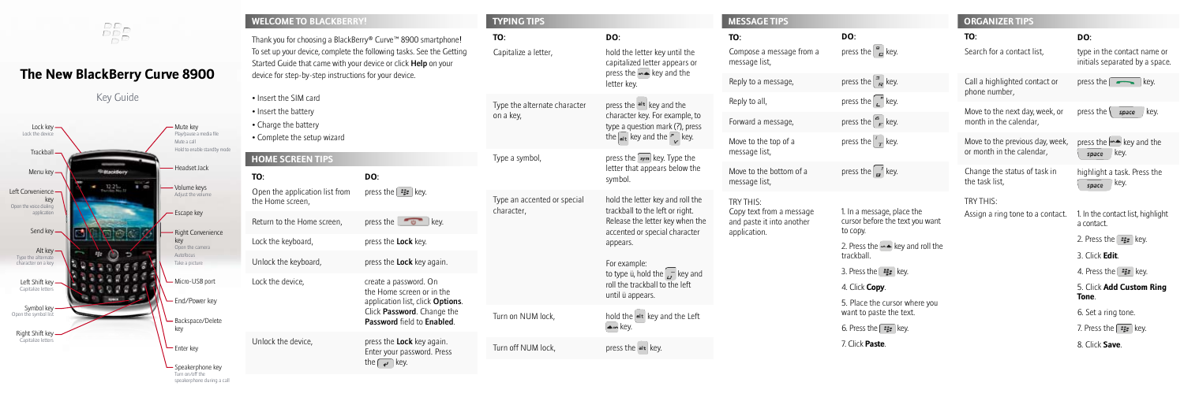# The New BlackBerry Curve 8900

Key Guide

- Lock key — Lock the device
- Trackball
- Menu key
- Left Convenience key — Open the voice dialing application
- Send key
- Alt key — Type the alternate character on a key
- Left Shift key — Capitalize letters
- Symbol key — Open the symbol list
- Right Shift key — Capitalize letters
- Mute key — Play/pause a media file, Mute a call, Hold to enable standby mode
- Headset Jack
- Volume keys — Adjust the volume
- Escape key
- Right Convenience key — Open the camera, Autofocus, Take a picture
- Micro-USB port
- End/Power key
- Backspace/Delete key
- Enter key
- Speakerphone key — Turn on/off the speakerphone during a call

## WELCOME TO BLACKBERRY!

Thank you for choosing a BlackBerry® Curve™ 8900 smartphone! To set up your device, complete the following tasks. See the Getting Started Guide that came with your device or click **Help** on your device for step-by-step instructions for your device.

- Insert the SIM card
- Insert the battery
- Charge the battery
- Complete the setup wizard

## HOME SCREEN TIPS

| TO: | DO: |
|---|---|
| Open the application list from the Home screen, | press the Menu key. |
| Return to the Home screen, | press the End key. |
| Lock the keyboard, | press the **Lock** key. |
| Unlock the keyboard, | press the **Lock** key again. |
| Lock the device, | create a password. On the Home screen or in the application list, click **Options**. Click **Password**. Change the **Password** field to **Enabled**. |
| Unlock the device, | press the **Lock** key again. Enter your password. Press the Enter key. |

## TYPING TIPS

| TO: | DO: |
|---|---|
| Capitalize a letter, | hold the letter key until the capitalized letter appears or press the Shift key and the letter key. |
| Type the alternate character on a key, | press the alt key and the character key. For example, to type a question mark (?), press the alt key and the ? key. |
| Type a symbol, | press the sym key. Type the letter that appears below the symbol. |
| Type an accented or special character, | hold the letter key and roll the trackball to the left or right. Release the letter key when the accented or special character appears. For example: to type ü, hold the U key and roll the trackball to the left until ü appears. |
| Turn on NUM lock, | hold the alt key and the Left Shift key. |
| Turn off NUM lock, | press the alt key. |

## MESSAGE TIPS

| TO: | DO: |
|---|---|
| Compose a message from a message list, | press the C key. |
| Reply to a message, | press the R key. |
| Reply to all, | press the L key. |
| Forward a message, | press the F key. |
| Move to the top of a message list, | press the T key. |
| Move to the bottom of a message list, | press the B key. |

TRY THIS:

Copy text from a message and paste it into another application.

1. In a message, place the cursor before the text you want to copy.
2. Press the Shift key and roll the trackball.
3. Press the Menu key.
4. Click **Copy**.
5. Place the cursor where you want to paste the text.
6. Press the Menu key.
7. Click **Paste**.

## ORGANIZER TIPS

| TO: | DO: |
|---|---|
| Search for a contact list, | type in the contact name or initials separated by a space. |
| Call a highlighted contact or phone number, | press the Send key. |
| Move to the next day, week, or month in the calendar, | press the space key. |
| Move to the previous day, week, or month in the calendar, | press the Shift key and the space key. |
| Change the status of task in the task list, | highlight a task. Press the space key. |

TRY THIS:

Assign a ring tone to a contact.

1. In the contact list, highlight a contact.
2. Press the Menu key.
3. Click **Edit**.
4. Press the Menu key.
5. Click **Add Custom Ring Tone**.
6. Set a ring tone.
7. Press the Menu key.
8. Click **Save**.